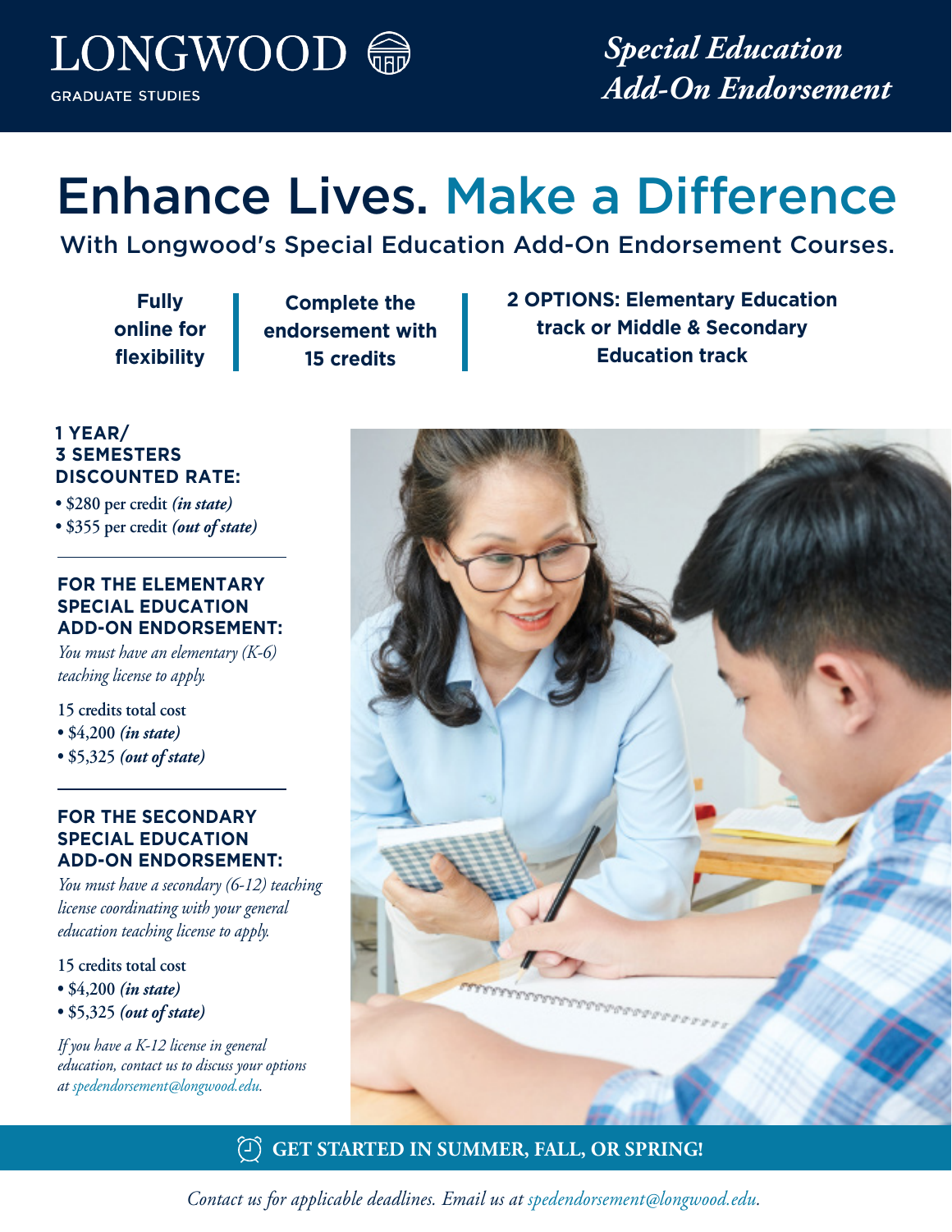# LONGWOOD

GRADUATE STUDIES

## *Special Education Add-On Endorsement*

# Enhance Lives. Make a Difference

With Longwood's Special Education Add-On Endorsement Courses.

**Fully online for flexibility**

**Complete the endorsement with 15 credits**

**2 OPTIONS: Elementary Education track or Middle & Secondary Education track**

### 1 YEAR/ 3 SEMESTERS DISCOUNTED RATE:

- $280 per credit ***(in state)***
- $355 per credit ***(out of state)***

### FOR THE ELEMENTARY SPECIAL EDUCATION ADD-ON ENDORSEMENT:

*You must have an elementary (K-6) teaching license to apply.*

15 credits total cost

- $4,200 ***(in state)***
- $5,325 ***(out of state)***

### FOR THE SECONDARY SPECIAL EDUCATION ADD-ON ENDORSEMENT:

*You must have a secondary (6-12) teaching license coordinating with your general education teaching license to apply.*

15 credits total cost

- $4,200 ***(in state)***
- $5,325 ***(out of state)***

*If you have a K-12 license in general education, contact us to discuss your options at spedendorsement@longwood.edu.*

**GET STARTED IN SUMMER, FALL, OR SPRING!**

*Contact us for applicable deadlines. Email us at spedendorsement@longwood.edu.*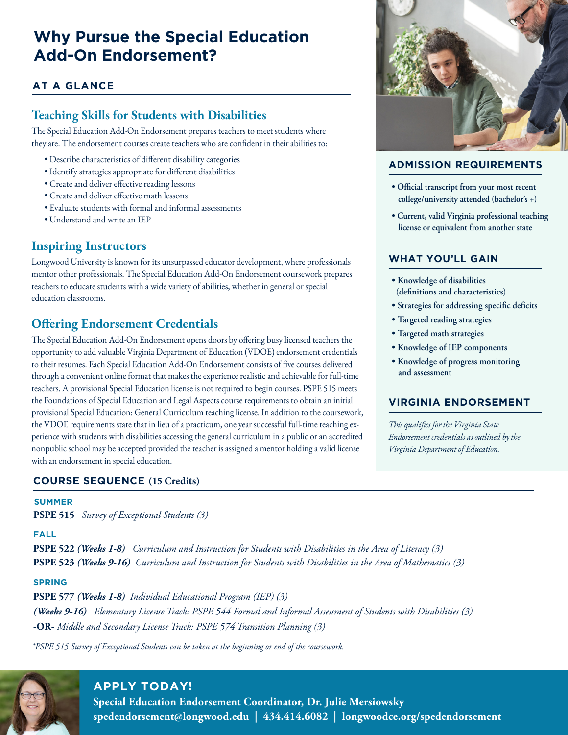# Why Pursue the Special Education Add-On Endorsement?

## AT A GLANCE

### Teaching Skills for Students with Disabilities

The Special Education Add-On Endorsement prepares teachers to meet students where they are. The endorsement courses create teachers who are confident in their abilities to:

- Describe characteristics of different disability categories
- Identify strategies appropriate for different disabilities
- Create and deliver effective reading lessons
- Create and deliver effective math lessons
- Evaluate students with formal and informal assessments
- Understand and write an IEP

### Inspiring Instructors

Longwood University is known for its unsurpassed educator development, where professionals mentor other professionals. The Special Education Add-On Endorsement coursework prepares teachers to educate students with a wide variety of abilities, whether in general or special education classrooms.

### Offering Endorsement Credentials

The Special Education Add-On Endorsement opens doors by offering busy licensed teachers the opportunity to add valuable Virginia Department of Education (VDOE) endorsement credentials to their resumes. Each Special Education Add-On Endorsement consists of five courses delivered through a convenient online format that makes the experience realistic and achievable for full-time teachers. A provisional Special Education license is not required to begin courses. PSPE 515 meets the Foundations of Special Education and Legal Aspects course requirements to obtain an initial provisional Special Education: General Curriculum teaching license. In addition to the coursework, the VDOE requirements state that in lieu of a practicum, one year successful full-time teaching experience with students with disabilities accessing the general curriculum in a public or an accredited nonpublic school may be accepted provided the teacher is assigned a mentor holding a valid license with an endorsement in special education.

## ADMISSION REQUIREMENTS

- Official transcript from your most recent college/university attended (bachelor's +)
- Current, valid Virginia professional teaching license or equivalent from another state

## WHAT YOU'LL GAIN

- Knowledge of disabilities (definitions and characteristics)
- Strategies for addressing specific deficits
- Targeted reading strategies
- Targeted math strategies
- Knowledge of IEP components
- Knowledge of progress monitoring and assessment

## VIRGINIA ENDORSEMENT

*This qualifies for the Virginia State Endorsement credentials as outlined by the Virginia Department of Education.*

## COURSE SEQUENCE (15 Credits)

**SUMMER**

**PSPE 515** *Survey of Exceptional Students (3)*

**FALL**

**PSPE 522** ***(Weeks 1-8)*** *Curriculum and Instruction for Students with Disabilities in the Area of Literacy (3)*
**PSPE 523** ***(Weeks 9-16)*** *Curriculum and Instruction for Students with Disabilities in the Area of Mathematics (3)*

**SPRING**

**PSPE 577** ***(Weeks 1-8)*** *Individual Educational Program (IEP) (3)*
***(Weeks 9-16)*** *Elementary License Track: PSPE 544 Formal and Informal Assessment of Students with Disabilities (3)*
**-OR-** *Middle and Secondary License Track: PSPE 574 Transition Planning (3)*

*\*PSPE 515 Survey of Exceptional Students can be taken at the beginning or end of the coursework.*

## APPLY TODAY!

**Special Education Endorsement Coordinator, Dr. Julie Mersiowsky**
**spedendorsement@longwood.edu | 434.414.6082 | longwoodce.org/spedendorsement**